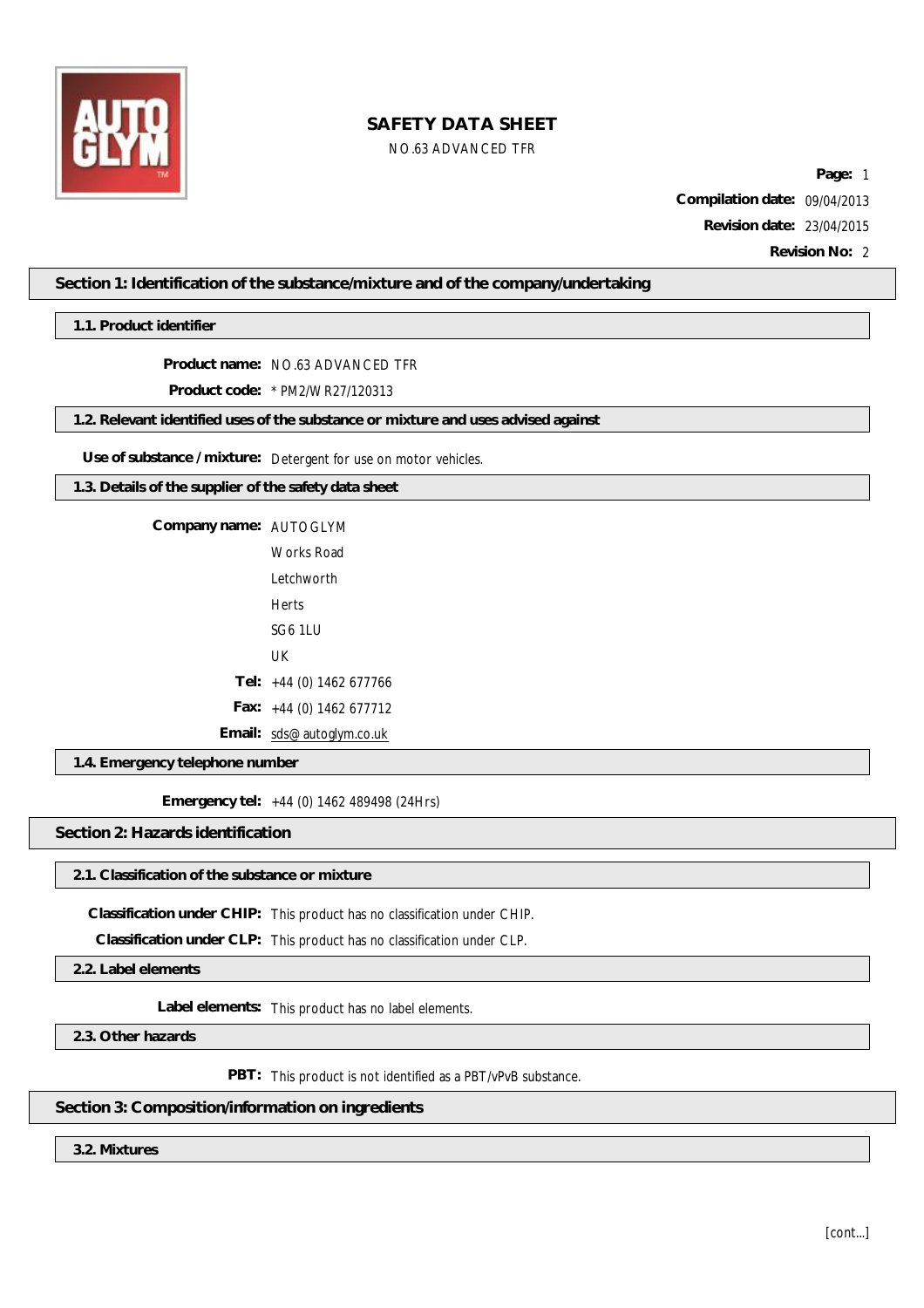# SAFETY DATA SHEET

NO.63 ADVANCED TFR

**Compilation date:** 09/04/2013

**Revision date:** 23/04/2015

**Revision No:** 2

## Section 1: Identification of the substance/mixture and of the company/undertaking

### 1.1. Product identifier

**Product name:** NO.63 ADVANCED TFR

**Product code:** * PM2/WR27/120313

### 1.2. Relevant identified uses of the substance or mixture and uses advised against

**Use of substance / mixture:** Detergent for use on motor vehicles.

### 1.3. Details of the supplier of the safety data sheet

**Company name:** AUTOGLYM
Works Road
Letchworth
Herts
SG6 1LU
UK

**Tel:** +44 (0) 1462 677766

**Fax:** +44 (0) 1462 677712

**Email:** sds@autoglym.co.uk

### 1.4. Emergency telephone number

**Emergency tel:** +44 (0) 1462 489498 (24Hrs)

## Section 2: Hazards identification

### 2.1. Classification of the substance or mixture

**Classification under CHIP:** This product has no classification under CHIP.

**Classification under CLP:** This product has no classification under CLP.

### 2.2. Label elements

**Label elements:** This product has no label elements.

### 2.3. Other hazards

**PBT:** This product is not identified as a PBT/vPvB substance.

## Section 3: Composition/information on ingredients

### 3.2. Mixtures

[cont...]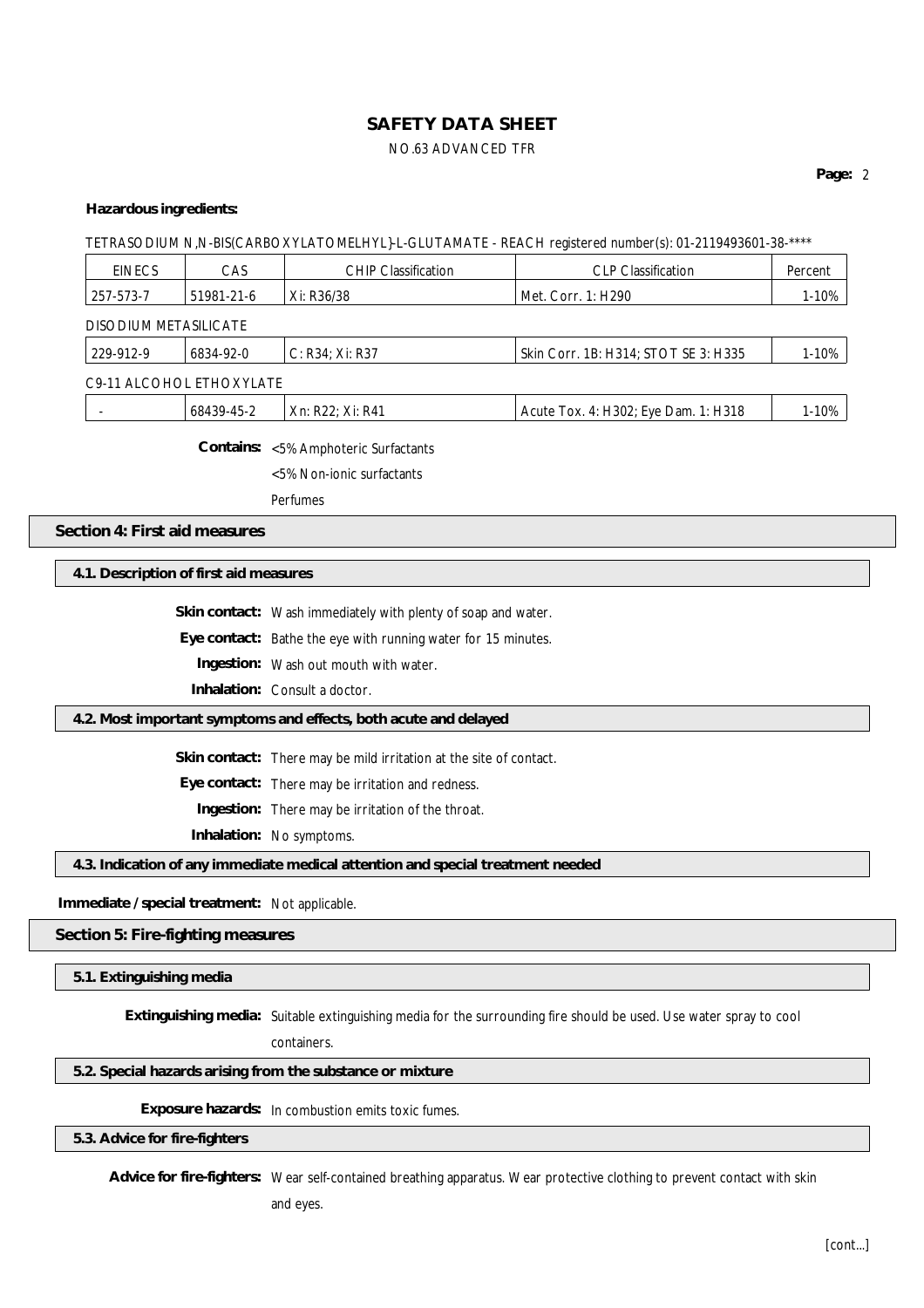**Hazardous ingredients:**

TETRASODIUM N,N-BIS(CARBOXYLATOMELHYL)-L-GLUTAMATE - REACH registered number(s): 01-2119493601-38-****

| EINECS | CAS | CHIP Classification | CLP Classification | Percent |
| --- | --- | --- | --- | --- |
| 257-573-7 | 51981-21-6 | Xi: R36/38 | Met. Corr. 1: H290 | 1-10% |

DISODIUM METASILICATE

| EINECS | CAS | CHIP Classification | CLP Classification | Percent |
| --- | --- | --- | --- | --- |
| 229-912-9 | 6834-92-0 | C: R34; Xi: R37 | Skin Corr. 1B: H314; STOT SE 3: H335 | 1-10% |

C9-11 ALCOHOL ETHOXYLATE

| EINECS | CAS | CHIP Classification | CLP Classification | Percent |
| --- | --- | --- | --- | --- |
| - | 68439-45-2 | Xn: R22; Xi: R41 | Acute Tox. 4: H302; Eye Dam. 1: H318 | 1-10% |

**Contains:** <5% Amphoteric Surfactants
<5% Non-ionic surfactants
Perfumes

## Section 4: First aid measures

### 4.1. Description of first aid measures

**Skin contact:** Wash immediately with plenty of soap and water.

**Eye contact:** Bathe the eye with running water for 15 minutes.

**Ingestion:** Wash out mouth with water.

**Inhalation:** Consult a doctor.

### 4.2. Most important symptoms and effects, both acute and delayed

**Skin contact:** There may be mild irritation at the site of contact.

**Eye contact:** There may be irritation and redness.

**Ingestion:** There may be irritation of the throat.

**Inhalation:** No symptoms.

### 4.3. Indication of any immediate medical attention and special treatment needed

**Immediate / special treatment:** Not applicable.

## Section 5: Fire-fighting measures

### 5.1. Extinguishing media

**Extinguishing media:** Suitable extinguishing media for the surrounding fire should be used. Use water spray to cool containers.

### 5.2. Special hazards arising from the substance or mixture

**Exposure hazards:** In combustion emits toxic fumes.

### 5.3. Advice for fire-fighters

**Advice for fire-fighters:** Wear self-contained breathing apparatus. Wear protective clothing to prevent contact with skin and eyes.

[cont...]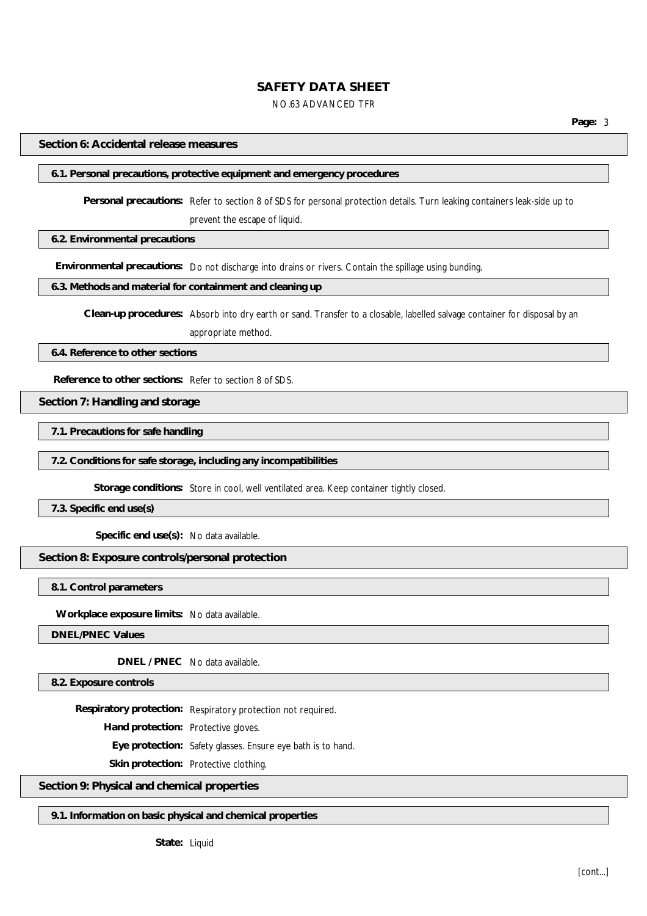## Section 6: Accidental release measures

### 6.1. Personal precautions, protective equipment and emergency procedures

**Personal precautions:** Refer to section 8 of SDS for personal protection details. Turn leaking containers leak-side up to prevent the escape of liquid.

### 6.2. Environmental precautions

**Environmental precautions:** Do not discharge into drains or rivers. Contain the spillage using bunding.

### 6.3. Methods and material for containment and cleaning up

**Clean-up procedures:** Absorb into dry earth or sand. Transfer to a closable, labelled salvage container for disposal by an appropriate method.

### 6.4. Reference to other sections

**Reference to other sections:** Refer to section 8 of SDS.

## Section 7: Handling and storage

### 7.1. Precautions for safe handling

### 7.2. Conditions for safe storage, including any incompatibilities

**Storage conditions:** Store in cool, well ventilated area. Keep container tightly closed.

### 7.3. Specific end use(s)

**Specific end use(s):** No data available.

## Section 8: Exposure controls/personal protection

### 8.1. Control parameters

**Workplace exposure limits:** No data available.

### DNEL/PNEC Values

**DNEL / PNEC** No data available.

### 8.2. Exposure controls

**Respiratory protection:** Respiratory protection not required.

**Hand protection:** Protective gloves.

**Eye protection:** Safety glasses. Ensure eye bath is to hand.

**Skin protection:** Protective clothing.

## Section 9: Physical and chemical properties

### 9.1. Information on basic physical and chemical properties

**State:** Liquid

[cont...]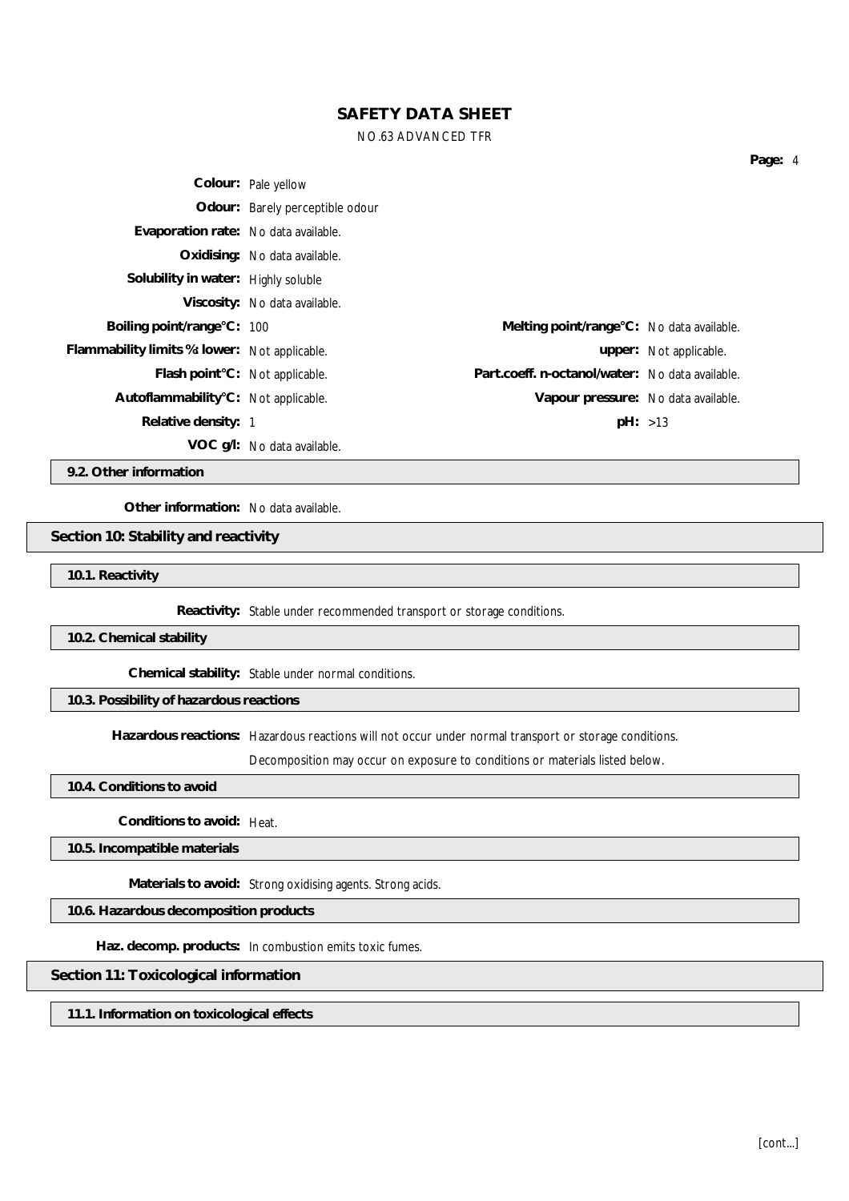**Colour:** Pale yellow

**Odour:** Barely perceptible odour

**Evaporation rate:** No data available.

**Oxidising:** No data available.

**Solubility in water:** Highly soluble

**Viscosity:** No data available.

| | | | |
|---|---|---|---|
| **Boiling point/range°C:** | 100 | **Melting point/range°C:** | No data available. |
| **Flammability limits %: lower:** | Not applicable. | **upper:** | Not applicable. |
| **Flash point°C:** | Not applicable. | **Part.coeff. n-octanol/water:** | No data available. |
| **Autoflammability°C:** | Not applicable. | **Vapour pressure:** | No data available. |
| **Relative density:** | 1 | **pH:** | >13 |

**VOC g/l:** No data available.

### 9.2. Other information

**Other information:** No data available.

## Section 10: Stability and reactivity

### 10.1. Reactivity

**Reactivity:** Stable under recommended transport or storage conditions.

### 10.2. Chemical stability

**Chemical stability:** Stable under normal conditions.

### 10.3. Possibility of hazardous reactions

**Hazardous reactions:** Hazardous reactions will not occur under normal transport or storage conditions.

Decomposition may occur on exposure to conditions or materials listed below.

### 10.4. Conditions to avoid

**Conditions to avoid:** Heat.

### 10.5. Incompatible materials

**Materials to avoid:** Strong oxidising agents. Strong acids.

### 10.6. Hazardous decomposition products

**Haz. decomp. products:** In combustion emits toxic fumes.

## Section 11: Toxicological information

### 11.1. Information on toxicological effects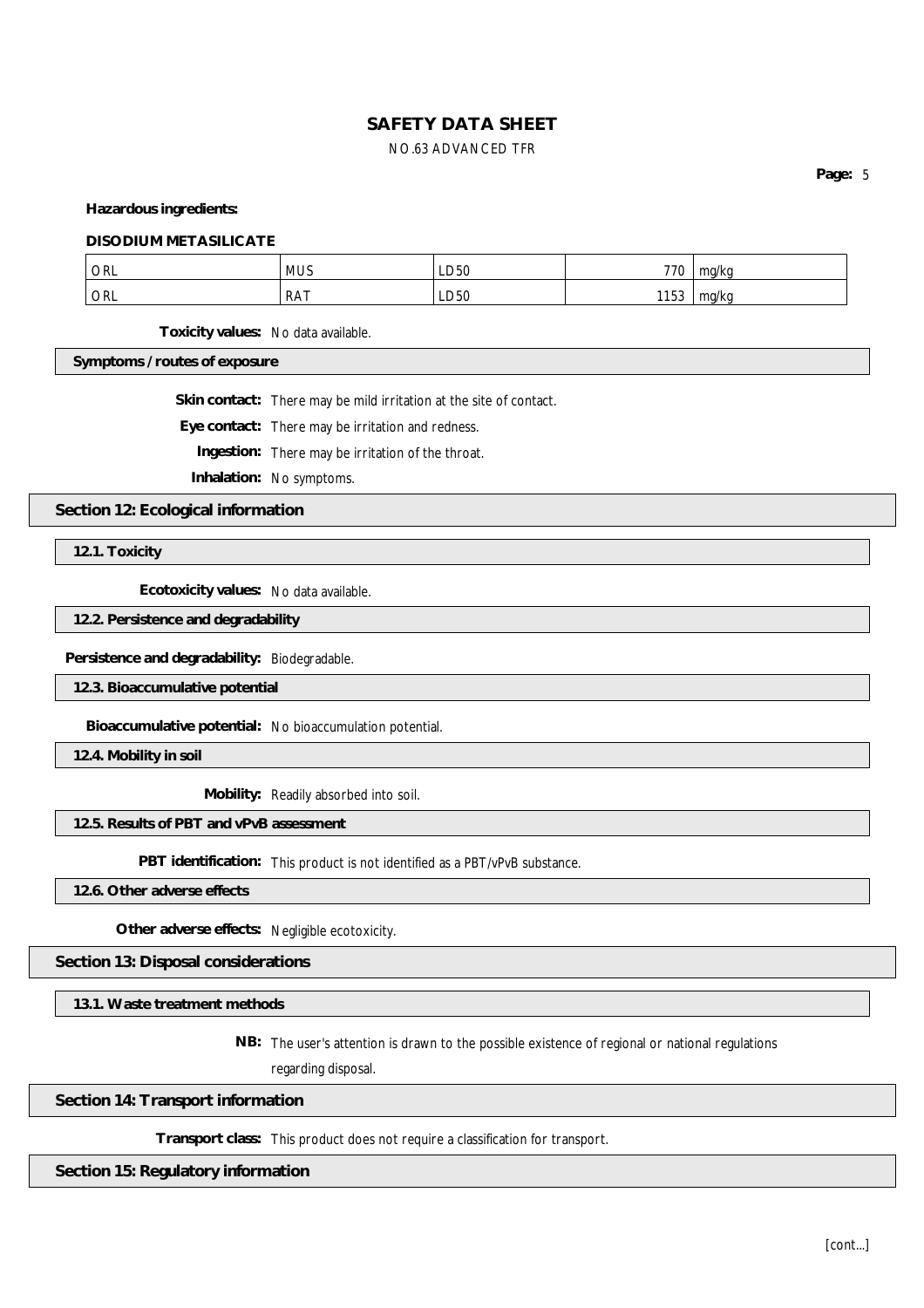**Hazardous ingredients:**

**DISODIUM METASILICATE**

| ORL | MUS | LD50 | 770 | mg/kg |
|---|---|---|---|---|
| ORL | RAT | LD50 | 1153 | mg/kg |

**Toxicity values:** No data available.

**Symptoms / routes of exposure**

**Skin contact:** There may be mild irritation at the site of contact.

**Eye contact:** There may be irritation and redness.

**Ingestion:** There may be irritation of the throat.

**Inhalation:** No symptoms.

## Section 12: Ecological information

### 12.1. Toxicity

**Ecotoxicity values:** No data available.

### 12.2. Persistence and degradability

**Persistence and degradability:** Biodegradable.

### 12.3. Bioaccumulative potential

**Bioaccumulative potential:** No bioaccumulation potential.

### 12.4. Mobility in soil

**Mobility:** Readily absorbed into soil.

### 12.5. Results of PBT and vPvB assessment

**PBT identification:** This product is not identified as a PBT/vPvB substance.

### 12.6. Other adverse effects

**Other adverse effects:** Negligible ecotoxicity.

## Section 13: Disposal considerations

### 13.1. Waste treatment methods

**NB:** The user's attention is drawn to the possible existence of regional or national regulations regarding disposal.

## Section 14: Transport information

**Transport class:** This product does not require a classification for transport.

## Section 15: Regulatory information

[cont...]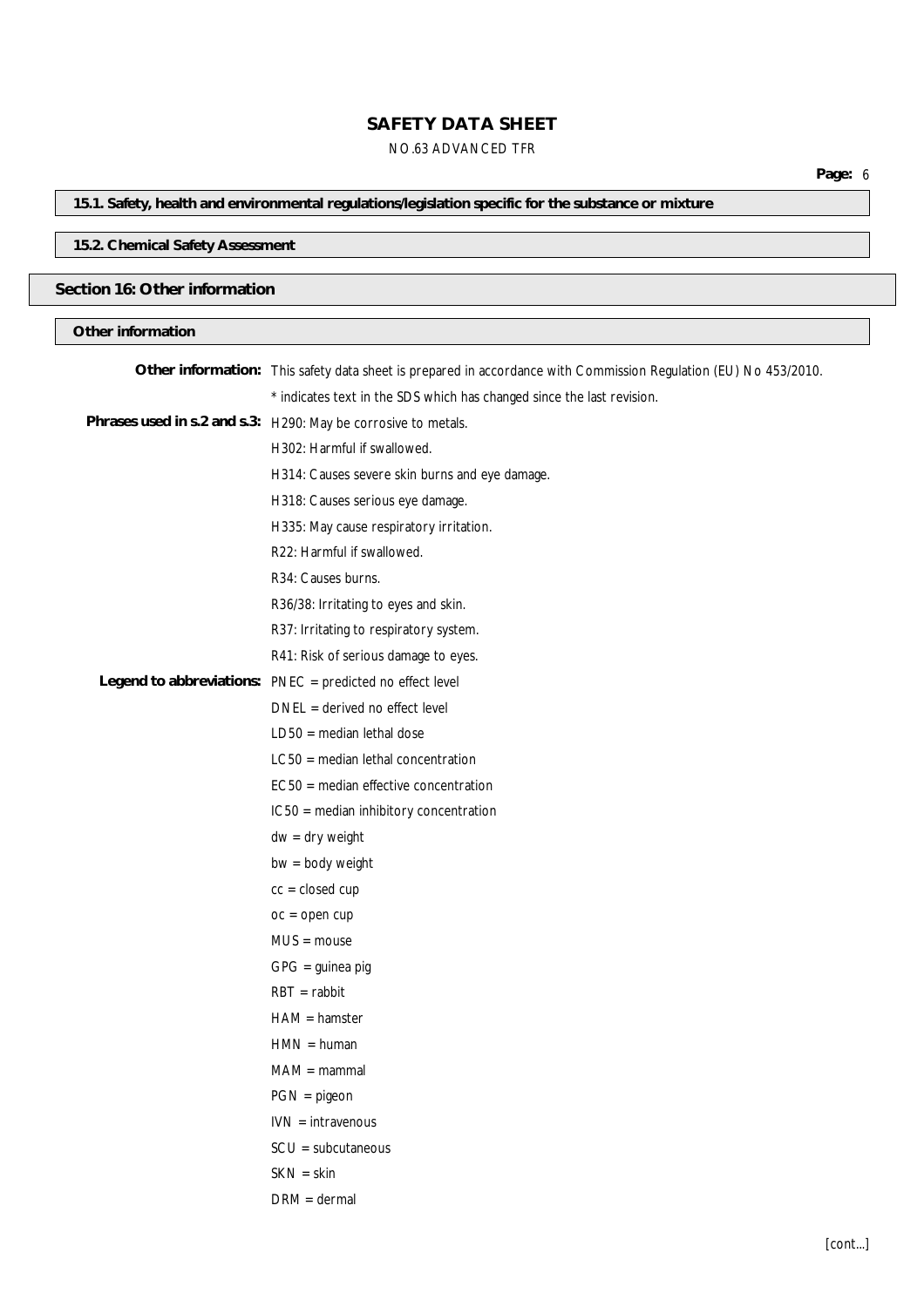# SAFETY DATA SHEET

NO.63 ADVANCED TFR

### 15.1. Safety, health and environmental regulations/legislation specific for the substance or mixture

### 15.2. Chemical Safety Assessment

## Section 16: Other information

### Other information

**Other information:** This safety data sheet is prepared in accordance with Commission Regulation (EU) No 453/2010.

* indicates text in the SDS which has changed since the last revision.

**Phrases used in s.2 and s.3:**

H290: May be corrosive to metals.

H302: Harmful if swallowed.

H314: Causes severe skin burns and eye damage.

H318: Causes serious eye damage.

H335: May cause respiratory irritation.

R22: Harmful if swallowed.

R34: Causes burns.

R36/38: Irritating to eyes and skin.

R37: Irritating to respiratory system.

R41: Risk of serious damage to eyes.

**Legend to abbreviations:**

PNEC = predicted no effect level

DNEL = derived no effect level

LD50 = median lethal dose

LC50 = median lethal concentration

EC50 = median effective concentration

IC50 = median inhibitory concentration

dw = dry weight

bw = body weight

cc = closed cup

oc = open cup

MUS = mouse

GPG = guinea pig

RBT = rabbit

HAM = hamster

HMN = human

MAM = mammal

PGN = pigeon

IVN = intravenous

SCU = subcutaneous

SKN = skin

DRM = dermal

[cont...]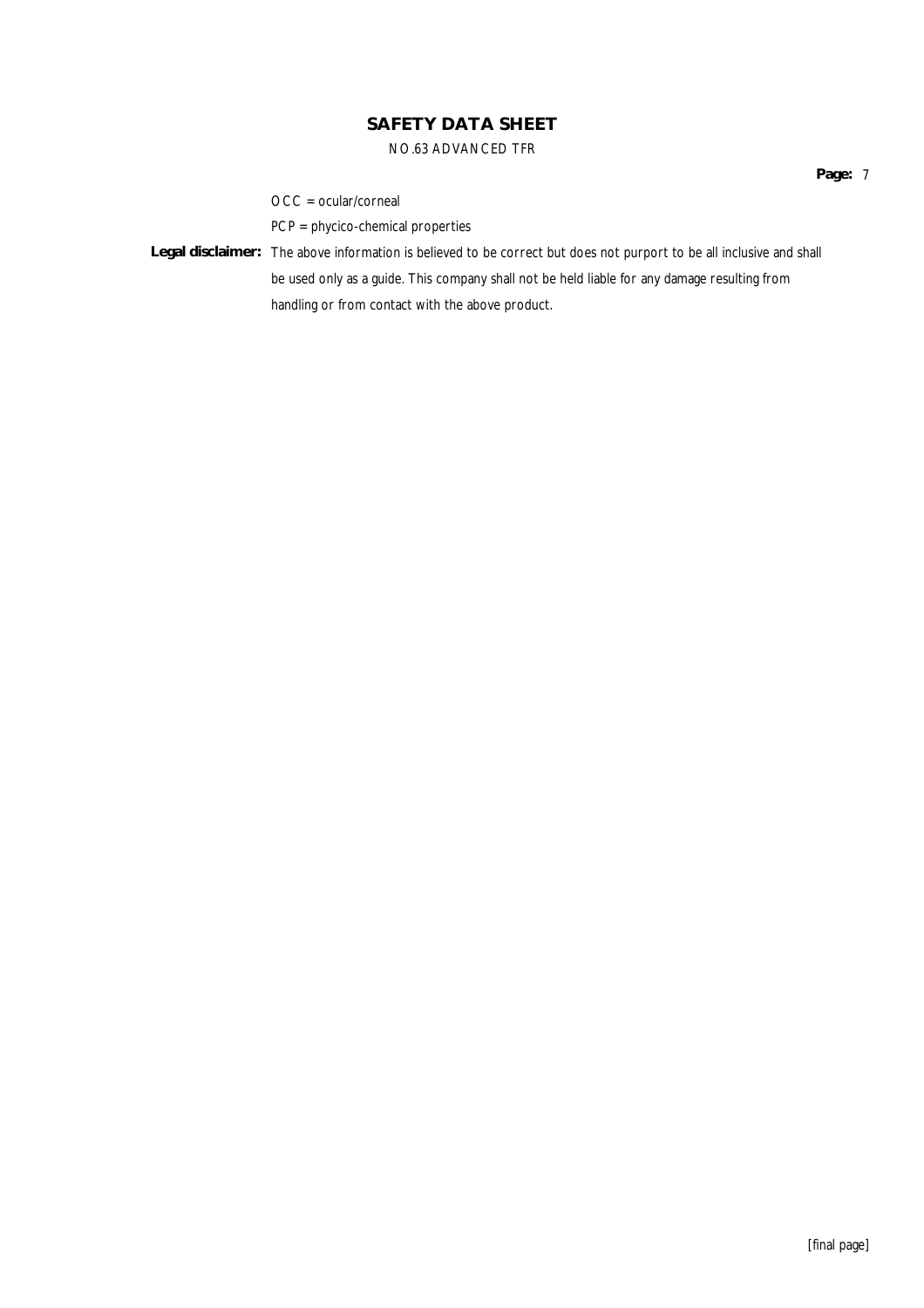OCC = ocular/corneal

PCP = phycico-chemical properties

**Legal disclaimer:** The above information is believed to be correct but does not purport to be all inclusive and shall be used only as a guide. This company shall not be held liable for any damage resulting from handling or from contact with the above product.

[final page]